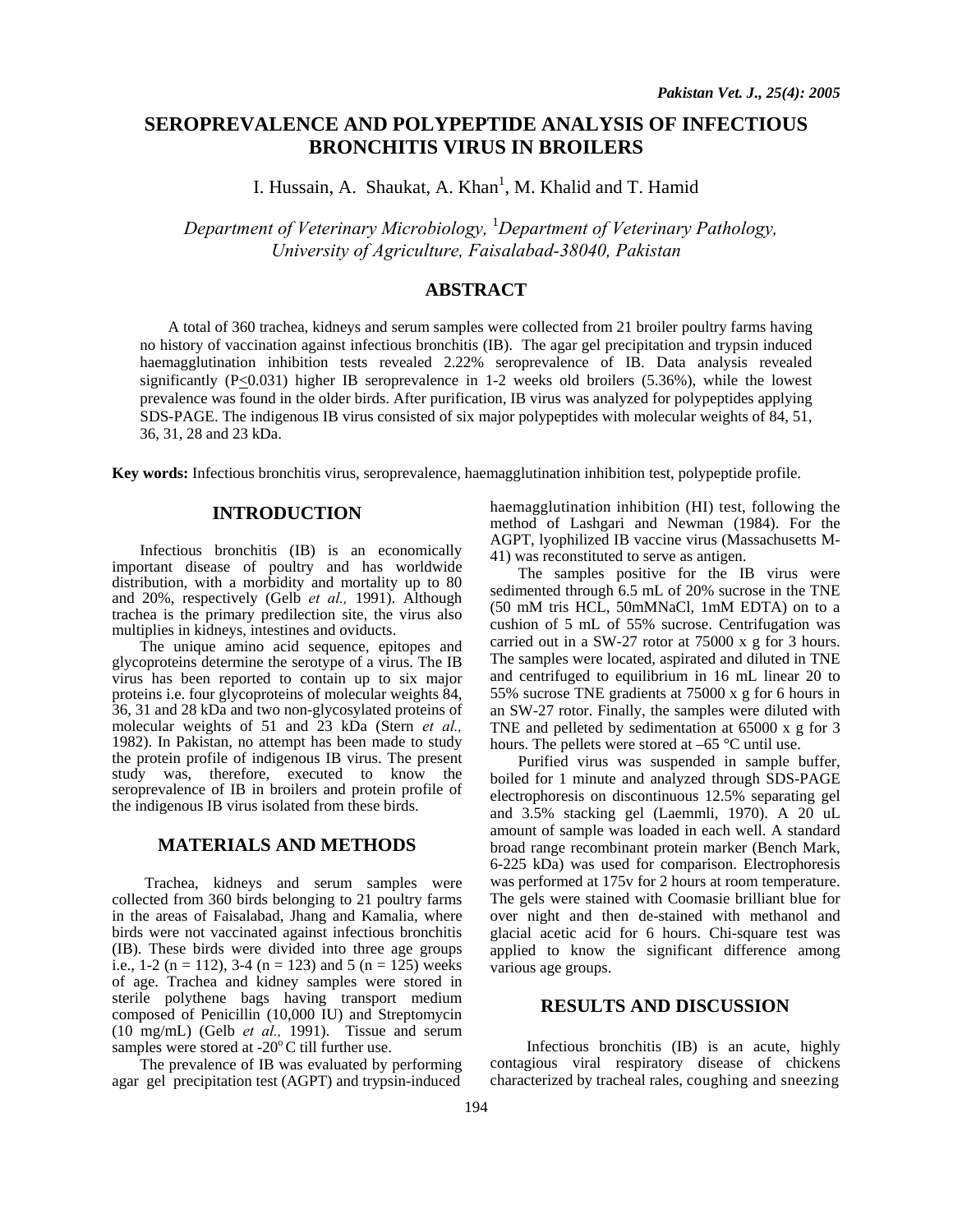# SEROPREVALENCE AND POLYPEPTIDE ANALYSIS OF INFECTIOUS BRONCHITIS VIRUS IN BROILERS

I. Hussain, A. Shaukat, A. Khan[1], M. Khalid and T. Hamid

*Department of Veterinary Microbiology, [1]Department of Veterinary Pathology, University of Agriculture, Faisalabad-38040, Pakistan*

## ABSTRACT

A total of 360 trachea, kidneys and serum samples were collected from 21 broiler poultry farms having no history of vaccination against infectious bronchitis (IB). The agar gel precipitation and trypsin induced haemagglutination inhibition tests revealed 2.22% seroprevalence of IB. Data analysis revealed significantly ($P \leq 0.031$) higher IB seroprevalence in 1-2 weeks old broilers (5.36%), while the lowest prevalence was found in the older birds. After purification, IB virus was analyzed for polypeptides applying SDS-PAGE. The indigenous IB virus consisted of six major polypeptides with molecular weights of 84, 51, 36, 31, 28 and 23 kDa.

**Key words:** Infectious bronchitis virus, seroprevalence, haemagglutination inhibition test, polypeptide profile.

## INTRODUCTION

Infectious bronchitis (IB) is an economically important disease of poultry and has worldwide distribution, with a morbidity and mortality up to 80 and 20%, respectively (Gelb *et al.,* 1991). Although trachea is the primary predilection site, the virus also multiplies in kidneys, intestines and oviducts.

The unique amino acid sequence, epitopes and glycoproteins determine the serotype of a virus. The IB virus has been reported to contain up to six major proteins i.e. four glycoproteins of molecular weights 84, 36, 31 and 28 kDa and two non-glycosylated proteins of molecular weights of 51 and 23 kDa (Stern *et al.,* 1982). In Pakistan, no attempt has been made to study the protein profile of indigenous IB virus. The present study was, therefore, executed to know the seroprevalence of IB in broilers and protein profile of the indigenous IB virus isolated from these birds.

## MATERIALS AND METHODS

Trachea, kidneys and serum samples were collected from 360 birds belonging to 21 poultry farms in the areas of Faisalabad, Jhang and Kamalia, where birds were not vaccinated against infectious bronchitis (IB). These birds were divided into three age groups i.e., 1-2 (n = 112), 3-4 (n = 123) and 5 (n = 125) weeks of age. Trachea and kidney samples were stored in sterile polythene bags having transport medium composed of Penicillin (10,000 IU) and Streptomycin (10 mg/mL) (Gelb *et al.,* 1991). Tissue and serum samples were stored at $-20^{o}$C till further use.

The prevalence of IB was evaluated by performing agar gel precipitation test (AGPT) and trypsin-induced haemagglutination inhibition (HI) test, following the method of Lashgari and Newman (1984). For the AGPT, lyophilized IB vaccine virus (Massachusetts M-41) was reconstituted to serve as antigen.

The samples positive for the IB virus were sedimented through 6.5 mL of 20% sucrose in the TNE (50 mM tris HCL, 50mMNaCl, 1mM EDTA) on to a cushion of 5 mL of 55% sucrose. Centrifugation was carried out in a SW-27 rotor at 75000 x g for 3 hours. The samples were located, aspirated and diluted in TNE and centrifuged to equilibrium in 16 mL linear 20 to 55% sucrose TNE gradients at 75000 x g for 6 hours in an SW-27 rotor. Finally, the samples were diluted with TNE and pelleted by sedimentation at 65000 x g for 3 hours. The pellets were stored at –65 °C until use.

Purified virus was suspended in sample buffer, boiled for 1 minute and analyzed through SDS-PAGE electrophoresis on discontinuous 12.5% separating gel and 3.5% stacking gel (Laemmli, 1970). A 20 uL amount of sample was loaded in each well. A standard broad range recombinant protein marker (Bench Mark, 6-225 kDa) was used for comparison. Electrophoresis was performed at 175v for 2 hours at room temperature. The gels were stained with Coomasie brilliant blue for over night and then de-stained with methanol and glacial acetic acid for 6 hours. Chi-square test was applied to know the significant difference among various age groups.

## RESULTS AND DISCUSSION

Infectious bronchitis (IB) is an acute, highly contagious viral respiratory disease of chickens characterized by tracheal rales, coughing and sneezing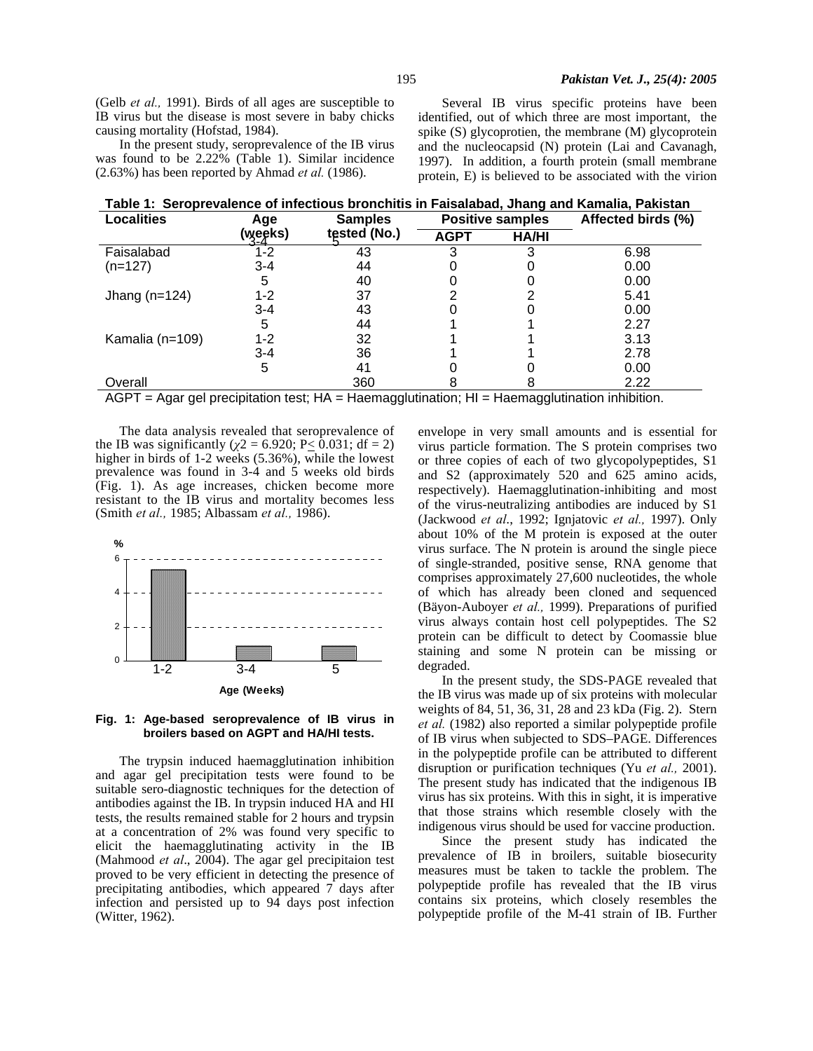(Gelb *et al.,* 1991). Birds of all ages are susceptible to IB virus but the disease is most severe in baby chicks causing mortality (Hofstad, 1984).

In the present study, seroprevalence of the IB virus was found to be 2.22% (Table 1). Similar incidence (2.63%) has been reported by Ahmad *et al.* (1986).

**Table 1: Seroprevalence of infectious bronchitis in Faisalabad, Jhang and Kamalia, Pakistan**

| Localities | Age (weeks) | Samples tested (No.) | Positive samples | | Affected birds (%) |
|---|---|---|---|---|---|
| | | | AGPT | HA/HI | |
| Faisalabad | 1-2 | 43 | 3 | 3 | 6.98 |
| (n=127) | 3-4 | 44 | 0 | 0 | 0.00 |
| | 5 | 40 | 0 | 0 | 0.00 |
| Jhang (n=124) | 1-2 | 37 | 2 | 2 | 5.41 |
| | 3-4 | 43 | 0 | 0 | 0.00 |
| | 5 | 44 | 1 | 1 | 2.27 |
| Kamalia (n=109) | 1-2 | 32 | 1 | 1 | 3.13 |
| | 3-4 | 36 | 1 | 1 | 2.78 |
| | 5 | 41 | 0 | 0 | 0.00 |
| Overall | | 360 | 8 | 8 | 2.22 |

AGPT = Agar gel precipitation test; HA = Haemagglutination; HI = Haemagglutination inhibition.

The data analysis revealed that seroprevalence of the IB was significantly ($\chi 2 = 6.920$; $P \leq 0.031$; df = 2) higher in birds of 1-2 weeks (5.36%), while the lowest prevalence was found in 3-4 and 5 weeks old birds (Fig. 1). As age increases, chicken become more resistant to the IB virus and mortality becomes less (Smith *et al.,* 1985; Albassam *et al.,* 1986).

**Fig. 1: Age-based seroprevalence of IB virus in broilers based on AGPT and HA/HI tests.**

The trypsin induced haemagglutination inhibition and agar gel precipitation tests were found to be suitable sero-diagnostic techniques for the detection of antibodies against the IB. In trypsin induced HA and HI tests, the results remained stable for 2 hours and trypsin at a concentration of 2% was found very specific to elicit the haemagglutinating activity in the IB (Mahmood *et al*., 2004). The agar gel precipitaion test proved to be very efficient in detecting the presence of precipitating antibodies, which appeared 7 days after infection and persisted up to 94 days post infection (Witter, 1962).

Several IB virus specific proteins have been identified, out of which three are most important, the spike (S) glycoprotien, the membrane (M) glycoprotein and the nucleocapsid (N) protein (Lai and Cavanagh, 1997). In addition, a fourth protein (small membrane protein, E) is believed to be associated with the virion envelope in very small amounts and is essential for virus particle formation. The S protein comprises two or three copies of each of two glycopolypeptides, S1 and S2 (approximately 520 and 625 amino acids, respectively). Haemagglutination-inhibiting and most of the virus-neutralizing antibodies are induced by S1 (Jackwood *et al*., 1992; Ignjatovic *et al.,* 1997). Only about 10% of the M protein is exposed at the outer virus surface. The N protein is around the single piece of single-stranded, positive sense, RNA genome that comprises approximately 27,600 nucleotides, the whole of which has already been cloned and sequenced (Bäyon-Auboyer *et al.,* 1999). Preparations of purified virus always contain host cell polypeptides. The S2 protein can be difficult to detect by Coomassie blue staining and some N protein can be missing or degraded.

In the present study, the SDS-PAGE revealed that the IB virus was made up of six proteins with molecular weights of 84, 51, 36, 31, 28 and 23 kDa (Fig. 2). Stern *et al.* (1982) also reported a similar polypeptide profile of IB virus when subjected to SDS–PAGE. Differences in the polypeptide profile can be attributed to different disruption or purification techniques (Yu *et al.,* 2001). The present study has indicated that the indigenous IB virus has six proteins. With this in sight, it is imperative that those strains which resemble closely with the indigenous virus should be used for vaccine production.

Since the present study has indicated the prevalence of IB in broilers, suitable biosecurity measures must be taken to tackle the problem. The polypeptide profile has revealed that the IB virus contains six proteins, which closely resembles the polypeptide profile of the M-41 strain of IB. Further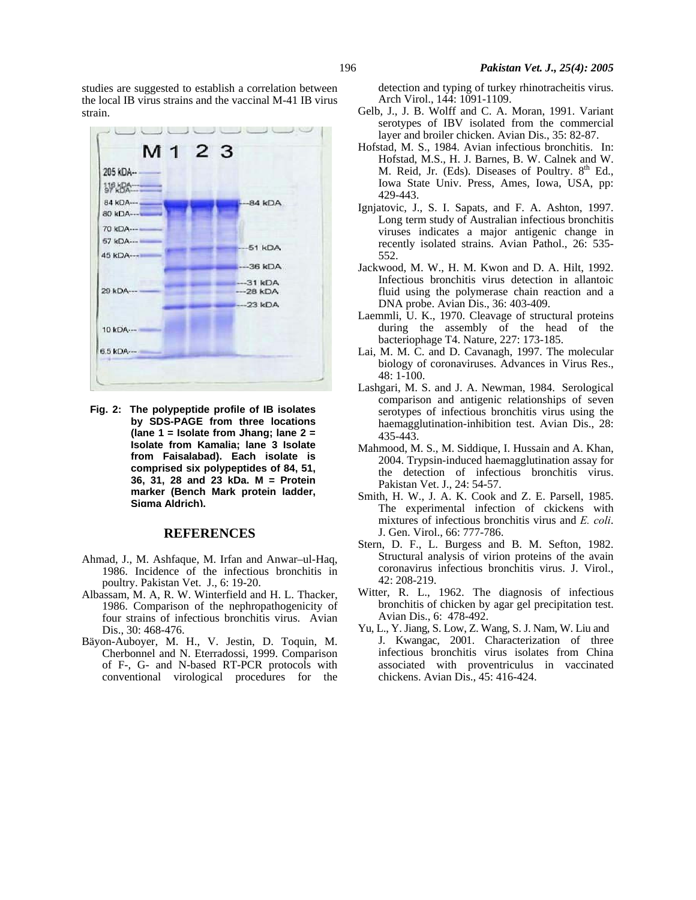studies are suggested to establish a correlation between the local IB virus strains and the vaccinal M-41 IB virus strain.

M 1 2 3

205 kDA---
116 kDA---
97 kDA---
84 kDA---
80 kDA---
70 kDA---
57 kDA---
45 kDA---
29 kDA---
10 kDA---
6.5 kDA---

---84 kDA
---51 kDA
---36 kDA
---31 kDA
---28 kDA
---23 kDA

**Fig. 2: The polypeptide profile of IB isolates by SDS-PAGE from three locations (lane 1 = Isolate from Jhang; lane 2 = Isolate from Kamalia; lane 3 Isolate from Faisalabad). Each isolate is comprised six polypeptides of 84, 51, 36, 31, 28 and 23 kDa. M = Protein marker (Bench Mark protein ladder, Sigma Aldrich).**

## REFERENCES

Ahmad, J., M. Ashfaque, M. Irfan and Anwar–ul-Haq, 1986. Incidence of the infectious bronchitis in poultry. Pakistan Vet. J., 6: 19-20.

Albassam, M. A, R. W. Winterfield and H. L. Thacker, 1986. Comparison of the nephropathogenicity of four strains of infectious bronchitis virus. Avian Dis., 30: 468-476.

Bäyon-Auboyer, M. H., V. Jestin, D. Toquin, M. Cherbonnel and N. Eterradossi, 1999. Comparison of F-, G- and N-based RT-PCR protocols with conventional virological procedures for the detection and typing of turkey rhinotracheitis virus. Arch Virol., 144: 1091-1109.

Gelb, J., J. B. Wolff and C. A. Moran, 1991. Variant serotypes of IBV isolated from the commercial layer and broiler chicken. Avian Dis., 35: 82-87.

Hofstad, M. S., 1984. Avian infectious bronchitis. In: Hofstad, M.S., H. J. Barnes, B. W. Calnek and W. M. Reid, Jr. (Eds). Diseases of Poultry. 8th Ed., Iowa State Univ. Press, Ames, Iowa, USA, pp: 429-443.

Ignjatovic, J., S. I. Sapats, and F. A. Ashton, 1997. Long term study of Australian infectious bronchitis viruses indicates a major antigenic change in recently isolated strains. Avian Pathol., 26: 535-552.

Jackwood, M. W., H. M. Kwon and D. A. Hilt, 1992. Infectious bronchitis virus detection in allantoic fluid using the polymerase chain reaction and a DNA probe. Avian Dis., 36: 403-409.

Laemmli, U. K., 1970. Cleavage of structural proteins during the assembly of the head of the bacteriophage T4. Nature, 227: 173-185.

Lai, M. M. C. and D. Cavanagh, 1997. The molecular biology of coronaviruses. Advances in Virus Res., 48: 1-100.

Lashgari, M. S. and J. A. Newman, 1984. Serological comparison and antigenic relationships of seven serotypes of infectious bronchitis virus using the haemagglutination-inhibition test. Avian Dis., 28: 435-443.

Mahmood, M. S., M. Siddique, I. Hussain and A. Khan, 2004. Trypsin-induced haemagglutination assay for the detection of infectious bronchitis virus. Pakistan Vet. J., 24: 54-57.

Smith, H. W., J. A. K. Cook and Z. E. Parsell, 1985. The experimental infection of ckickens with mixtures of infectious bronchitis virus and *E. coli*. J. Gen. Virol., 66: 777-786.

Stern, D. F., L. Burgess and B. M. Sefton, 1982. Structural analysis of virion proteins of the avain coronavirus infectious bronchitis virus. J. Virol., 42: 208-219.

Witter, R. L., 1962. The diagnosis of infectious bronchitis of chicken by agar gel precipitation test. Avian Dis., 6: 478-492.

Yu, L., Y. Jiang, S. Low, Z. Wang, S. J. Nam, W. Liu and J. Kwangac, 2001. Characterization of three infectious bronchitis virus isolates from China associated with proventriculus in vaccinated chickens. Avian Dis., 45: 416-424.